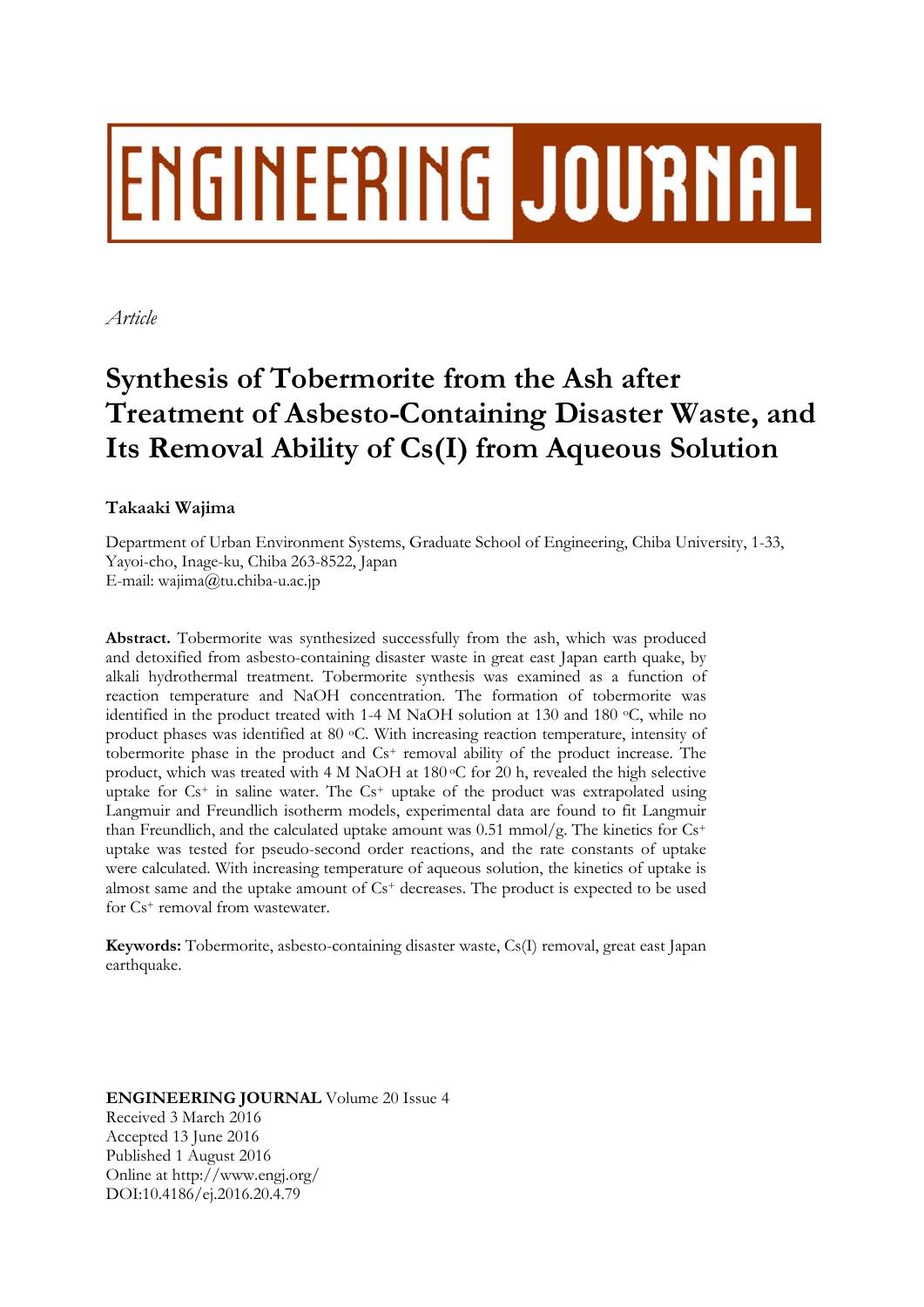# ENGINEERING JOURNAL

*Article*

# Synthesis of Tobermorite from the Ash after Treatment of Asbesto-Containing Disaster Waste, and Its Removal Ability of Cs(I) from Aqueous Solution

**Takaaki Wajima**

Department of Urban Environment Systems, Graduate School of Engineering, Chiba University, 1-33, Yayoi-cho, Inage-ku, Chiba 263-8522, Japan
E-mail: wajima@tu.chiba-u.ac.jp

**Abstract.** Tobermorite was synthesized successfully from the ash, which was produced and detoxified from asbestos-containing disaster waste in great east Japan earth quake, by alkali hydrothermal treatment. Tobermorite synthesis was examined as a function of reaction temperature and NaOH concentration. The formation of tobermorite was identified in the product treated with 1-4 M NaOH solution at 130 and 180 $^{o}$C, while no product phases was identified at 80 $^{o}$C. With increasing reaction temperature, intensity of tobermorite phase in the product and $Cs^{+}$ removal ability of the product increase. The product, which was treated with 4 M NaOH at 180 $^{o}$C for 20 h, revealed the high selective uptake for $Cs^{+}$ in saline water. The $Cs^{+}$ uptake of the product was extrapolated using Langmuir and Freundlich isotherm models, experimental data are found to fit Langmuir than Freundlich, and the calculated uptake amount was 0.51 mmol/g. The kinetics for $Cs^{+}$ uptake was tested for pseudo-second order reactions, and the rate constants of uptake were calculated. With increasing temperature of aqueous solution, the kinetics of uptake is almost same and the uptake amount of $Cs^{+}$ decreases. The product is expected to be used for $Cs^{+}$ removal from wastewater.

**Keywords:** Tobermorite, asbesto-containing disaster waste, Cs(I) removal, great east Japan earthquake.

**ENGINEERING JOURNAL** Volume 20 Issue 4
Received 3 March 2016
Accepted 13 June 2016
Published 1 August 2016
Online at http://www.engj.org/
DOI:10.4186/ej.2016.20.4.79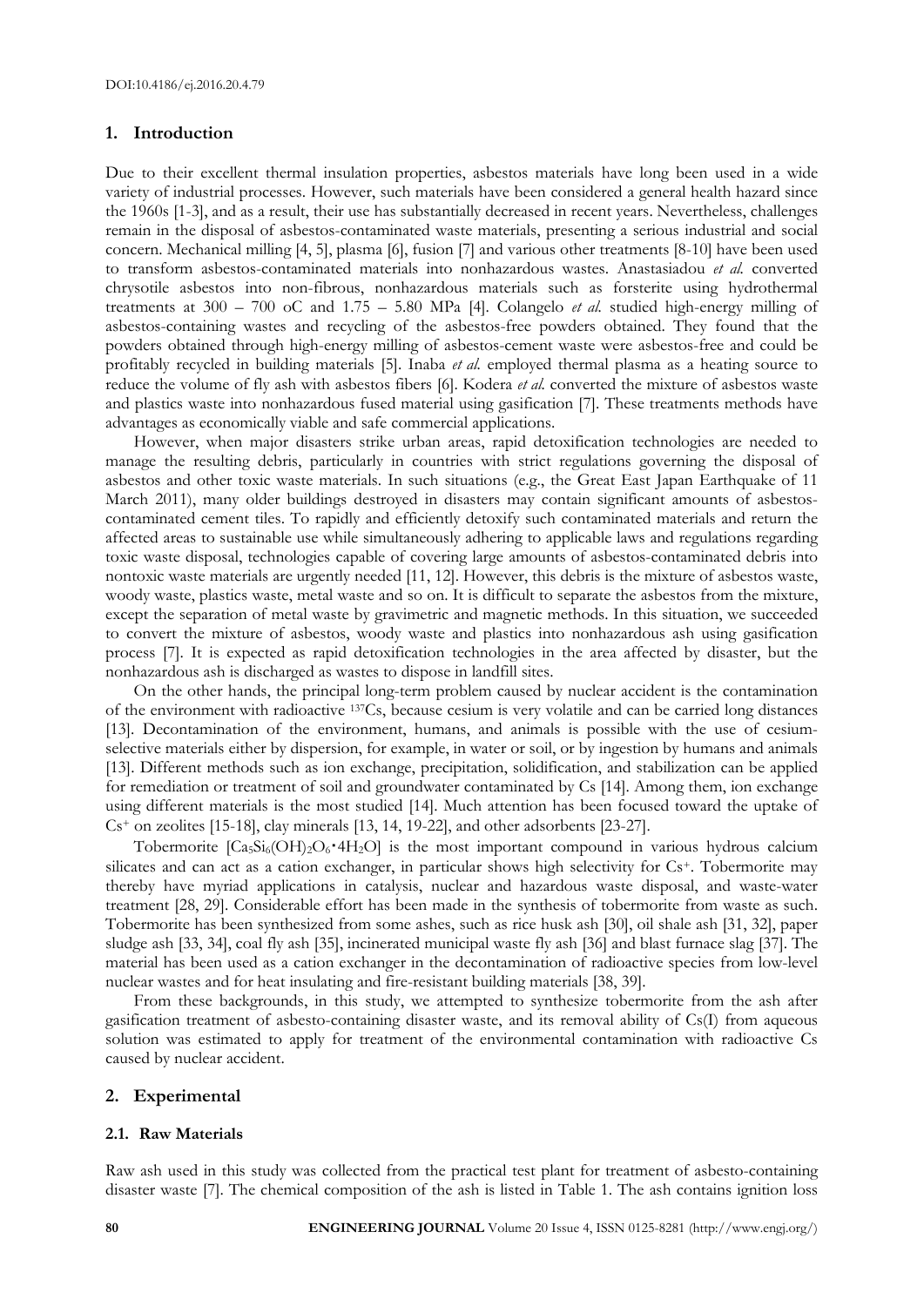## 1. Introduction

Due to their excellent thermal insulation properties, asbestos materials have long been used in a wide variety of industrial processes. However, such materials have been considered a general health hazard since the 1960s [1-3], and as a result, their use has substantially decreased in recent years. Nevertheless, challenges remain in the disposal of asbestos-contaminated waste materials, presenting a serious industrial and social concern. Mechanical milling [4, 5], plasma [6], fusion [7] and various other treatments [8-10] have been used to transform asbestos-contaminated materials into nonhazardous wastes. Anastasiadou *et al.* converted chrysotile asbestos into non-fibrous, nonhazardous materials such as forsterite using hydrothermal treatments at 300 – 700 oC and 1.75 – 5.80 MPa [4]. Colangelo *et al.* studied high-energy milling of asbestos-containing wastes and recycling of the asbestos-free powders obtained. They found that the powders obtained through high-energy milling of asbestos-cement waste were asbestos-free and could be profitably recycled in building materials [5]. Inaba *et al.* employed thermal plasma as a heating source to reduce the volume of fly ash with asbestos fibers [6]. Kodera *et al.* converted the mixture of asbestos waste and plastics waste into nonhazardous fused material using gasification [7]. These treatments methods have advantages as economically viable and safe commercial applications.

However, when major disasters strike urban areas, rapid detoxification technologies are needed to manage the resulting debris, particularly in countries with strict regulations governing the disposal of asbestos and other toxic waste materials. In such situations (e.g., the Great East Japan Earthquake of 11 March 2011), many older buildings destroyed in disasters may contain significant amounts of asbestos-contaminated cement tiles. To rapidly and efficiently detoxify such contaminated materials and return the affected areas to sustainable use while simultaneously adhering to applicable laws and regulations regarding toxic waste disposal, technologies capable of covering large amounts of asbestos-contaminated debris into nontoxic waste materials are urgently needed [11, 12]. However, this debris is the mixture of asbestos waste, woody waste, plastics waste, metal waste and so on. It is difficult to separate the asbestos from the mixture, except the separation of metal waste by gravimetric and magnetic methods. In this situation, we succeeded to convert the mixture of asbestos, woody waste and plastics into nonhazardous ash using gasification process [7]. It is expected as rapid detoxification technologies in the area affected by disaster, but the nonhazardous ash is discharged as wastes to dispose in landfill sites.

On the other hands, the principal long-term problem caused by nuclear accident is the contamination of the environment with radioactive $^{137}Cs$, because cesium is very volatile and can be carried long distances [13]. Decontamination of the environment, humans, and animals is possible with the use of cesium-selective materials either by dispersion, for example, in water or soil, or by ingestion by humans and animals [13]. Different methods such as ion exchange, precipitation, solidification, and stabilization can be applied for remediation or treatment of soil and groundwater contaminated by Cs [14]. Among them, ion exchange using different materials is the most studied [14]. Much attention has been focused toward the uptake of $Cs^+$ on zeolites [15-18], clay minerals [13, 14, 19-22], and other adsorbents [23-27].

Tobermorite $[Ca_5Si_6(OH)_2O_6 \cdot 4H_2O]$ is the most important compound in various hydrous calcium silicates and can act as a cation exchanger, in particular shows high selectivity for $Cs^+$. Tobermorite may thereby have myriad applications in catalysis, nuclear and hazardous waste disposal, and waste-water treatment [28, 29]. Considerable effort has been made in the synthesis of tobermorite from waste as such. Tobermorite has been synthesized from some ashes, such as rice husk ash [30], oil shale ash [31, 32], paper sludge ash [33, 34], coal fly ash [35], incinerated municipal waste fly ash [36] and blast furnace slag [37]. The material has been used as a cation exchanger in the decontamination of radioactive species from low-level nuclear wastes and for heat insulating and fire-resistant building materials [38, 39].

From these backgrounds, in this study, we attempted to synthesize tobermorite from the ash after gasification treatment of asbesto-containing disaster waste, and its removal ability of Cs(I) from aqueous solution was estimated to apply for treatment of the environmental contamination with radioactive Cs caused by nuclear accident.

## 2. Experimental

### 2.1. Raw Materials

Raw ash used in this study was collected from the practical test plant for treatment of asbesto-containing disaster waste [7]. The chemical composition of the ash is listed in Table 1. The ash contains ignition loss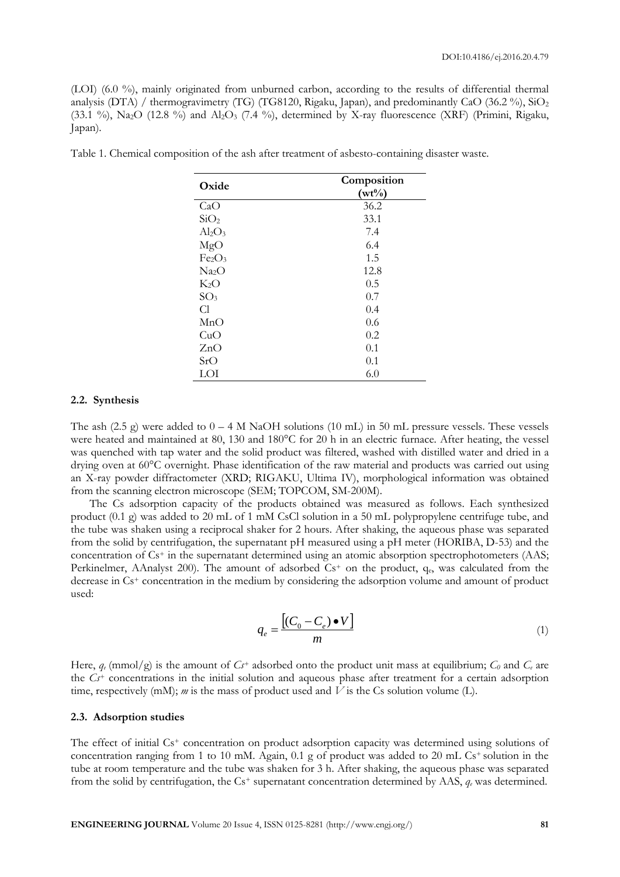(LOI) (6.0 %), mainly originated from unburned carbon, according to the results of differential thermal analysis (DTA) / thermogravimetry (TG) (TG8120, Rigaku, Japan), and predominantly CaO (36.2 %), $SiO_2$ (33.1 %), $Na_2O$ (12.8 %) and $Al_2O_3$ (7.4 %), determined by X-ray fluorescence (XRF) (Primini, Rigaku, Japan).

Table 1. Chemical composition of the ash after treatment of asbesto-containing disaster waste.

| Oxide | Composition (wt%) |
|---|---|
| CaO | 36.2 |
| $SiO_2$ | 33.1 |
| $Al_2O_3$ | 7.4 |
| MgO | 6.4 |
| $Fe_2O_3$ | 1.5 |
| $Na_2O$ | 12.8 |
| $K_2O$ | 0.5 |
| $SO_3$ | 0.7 |
| Cl | 0.4 |
| MnO | 0.6 |
| CuO | 0.2 |
| ZnO | 0.1 |
| SrO | 0.1 |
| LOI | 6.0 |

### 2.2. Synthesis

The ash (2.5 g) were added to 0 – 4 M NaOH solutions (10 mL) in 50 mL pressure vessels. These vessels were heated and maintained at 80, 130 and 180°C for 20 h in an electric furnace. After heating, the vessel was quenched with tap water and the solid product was filtered, washed with distilled water and dried in a drying oven at 60°C overnight. Phase identification of the raw material and products was carried out using an X-ray powder diffractometer (XRD; RIGAKU, Ultima IV), morphological information was obtained from the scanning electron microscope (SEM; TOPCOM, SM-200M).

The Cs adsorption capacity of the products obtained was measured as follows. Each synthesized product (0.1 g) was added to 20 mL of 1 mM CsCl solution in a 50 mL polypropylene centrifuge tube, and the tube was shaken using a reciprocal shaker for 2 hours. After shaking, the aqueous phase was separated from the solid by centrifugation, the supernatant pH measured using a pH meter (HORIBA, D-53) and the concentration of $Cs^+$ in the supernatant determined using an atomic absorption spectrophotometers (AAS; Perkinelmer, AAnalyst 200). The amount of adsorbed $Cs^+$ on the product, $q_e$, was calculated from the decrease in $Cs^+$ concentration in the medium by considering the adsorption volume and amount of product used:

$$q_e = \frac{\left[(C_0 - C_e) \bullet V\right]}{m} \tag{1}$$

Here, $q_e$ (mmol/g) is the amount of $Cs^+$ adsorbed onto the product unit mass at equilibrium; $C_0$ and $C_e$ are the $Cs^+$ concentrations in the initial solution and aqueous phase after treatment for a certain adsorption time, respectively (mM); $m$ is the mass of product used and $V$ is the Cs solution volume (L).

### 2.3. Adsorption studies

The effect of initial $Cs^+$ concentration on product adsorption capacity was determined using solutions of concentration ranging from 1 to 10 mM. Again, 0.1 g of product was added to 20 mL $Cs^+$ solution in the tube at room temperature and the tube was shaken for 3 h. After shaking, the aqueous phase was separated from the solid by centrifugation, the $Cs^+$ supernatant concentration determined by AAS, $q_e$ was determined.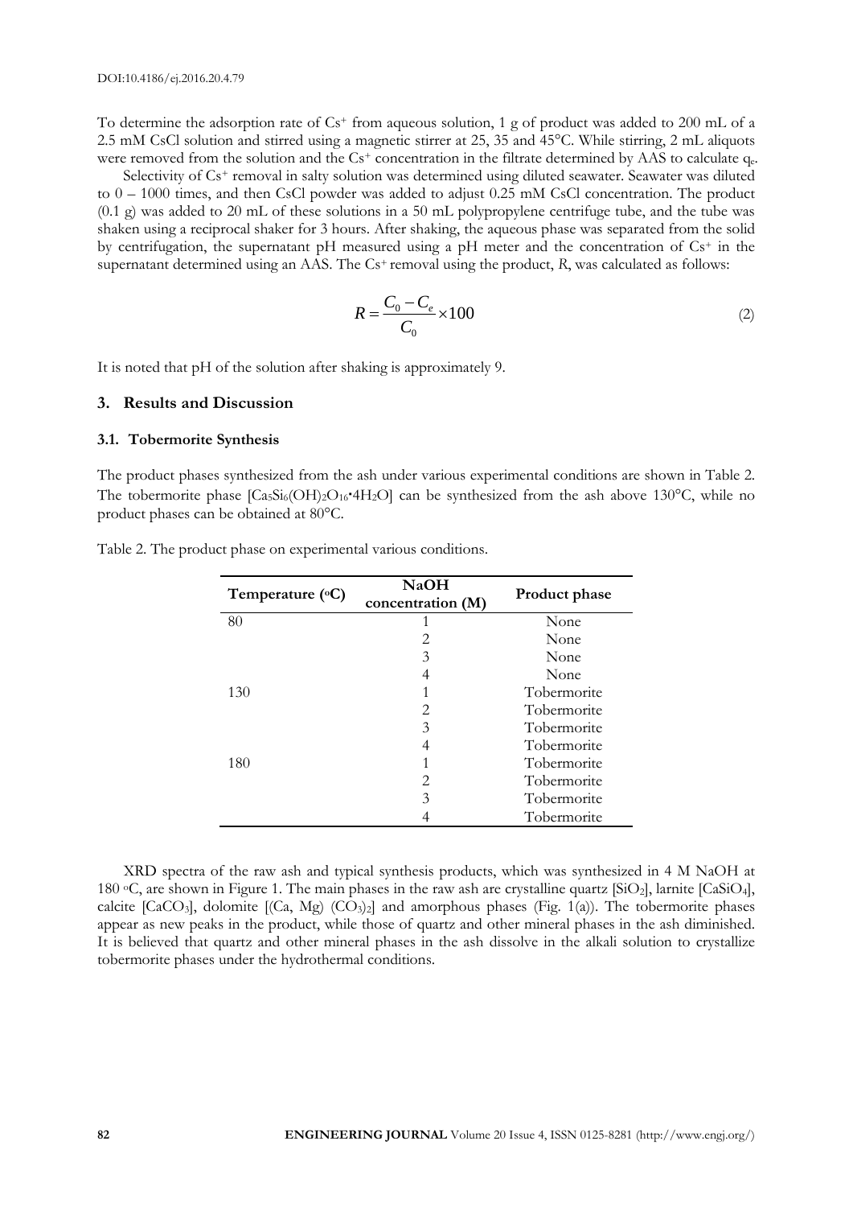To determine the adsorption rate of $Cs^+$ from aqueous solution, 1 g of product was added to 200 mL of a 2.5 mM CsCl solution and stirred using a magnetic stirrer at 25, 35 and 45°C. While stirring, 2 mL aliquots were removed from the solution and the $Cs^+$ concentration in the filtrate determined by AAS to calculate $q_e$.

Selectivity of $Cs^+$ removal in salty solution was determined using diluted seawater. Seawater was diluted to 0 – 1000 times, and then CsCl powder was added to adjust 0.25 mM CsCl concentration. The product (0.1 g) was added to 20 mL of these solutions in a 50 mL polypropylene centrifuge tube, and the tube was shaken using a reciprocal shaker for 3 hours. After shaking, the aqueous phase was separated from the solid by centrifugation, the supernatant pH measured using a pH meter and the concentration of $Cs^+$ in the supernatant determined using an AAS. The $Cs^+$ removal using the product, *R*, was calculated as follows:

$$R = \frac{C_0 - C_e}{C_0} \times 100 \tag{2}$$

It is noted that pH of the solution after shaking is approximately 9.

## 3. Results and Discussion

### 3.1. Tobermorite Synthesis

The product phases synthesized from the ash under various experimental conditions are shown in Table 2. The tobermorite phase [$Ca_5Si_6(OH)_2O_{16}\cdot4H_2O$] can be synthesized from the ash above 130°C, while no product phases can be obtained at 80°C.

Table 2. The product phase on experimental various conditions.

| Temperature (°C) | NaOH concentration (M) | Product phase |
|---|---|---|
| 80 | 1 | None |
| | 2 | None |
| | 3 | None |
| | 4 | None |
| 130 | 1 | Tobermorite |
| | 2 | Tobermorite |
| | 3 | Tobermorite |
| | 4 | Tobermorite |
| 180 | 1 | Tobermorite |
| | 2 | Tobermorite |
| | 3 | Tobermorite |
| | 4 | Tobermorite |

XRD spectra of the raw ash and typical synthesis products, which was synthesized in 4 M NaOH at 180 °C, are shown in Figure 1. The main phases in the raw ash are crystalline quartz [$SiO_2$], larnite [$CaSiO_4$], calcite [$CaCO_3$], dolomite [(Ca, Mg) $(CO_3)_2$] and amorphous phases (Fig. 1(a)). The tobermorite phases appear as new peaks in the product, while those of quartz and other mineral phases in the ash diminished. It is believed that quartz and other mineral phases in the ash dissolve in the alkali solution to crystallize tobermorite phases under the hydrothermal conditions.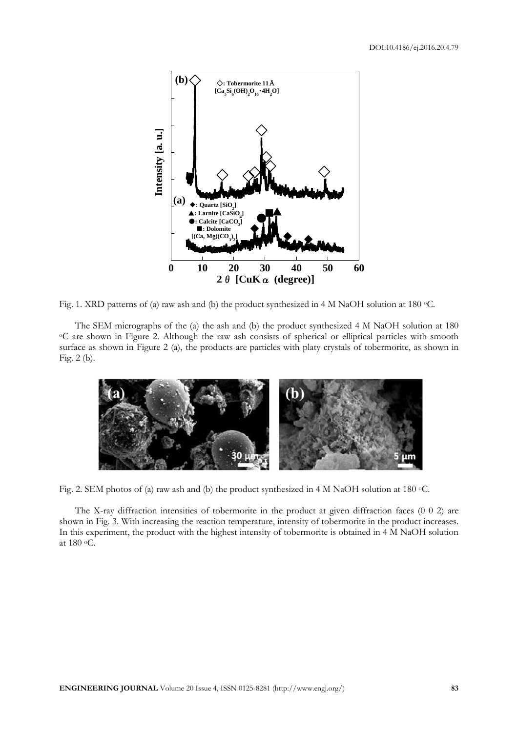Fig. 1. XRD patterns of (a) raw ash and (b) the product synthesized in 4 M NaOH solution at 180 °C.

The SEM micrographs of the (a) the ash and (b) the product synthesized 4 M NaOH solution at 180 °C are shown in Figure 2. Although the raw ash consists of spherical or elliptical particles with smooth surface as shown in Figure 2 (a), the products are particles with platy crystals of tobermorite, as shown in Fig. 2 (b).

Fig. 2. SEM photos of (a) raw ash and (b) the product synthesized in 4 M NaOH solution at 180 °C.

The X-ray diffraction intensities of tobermorite in the product at given diffraction faces (0 0 2) are shown in Fig. 3. With increasing the reaction temperature, intensity of tobermorite in the product increases. In this experiment, the product with the highest intensity of tobermorite is obtained in 4 M NaOH solution at 180 °C.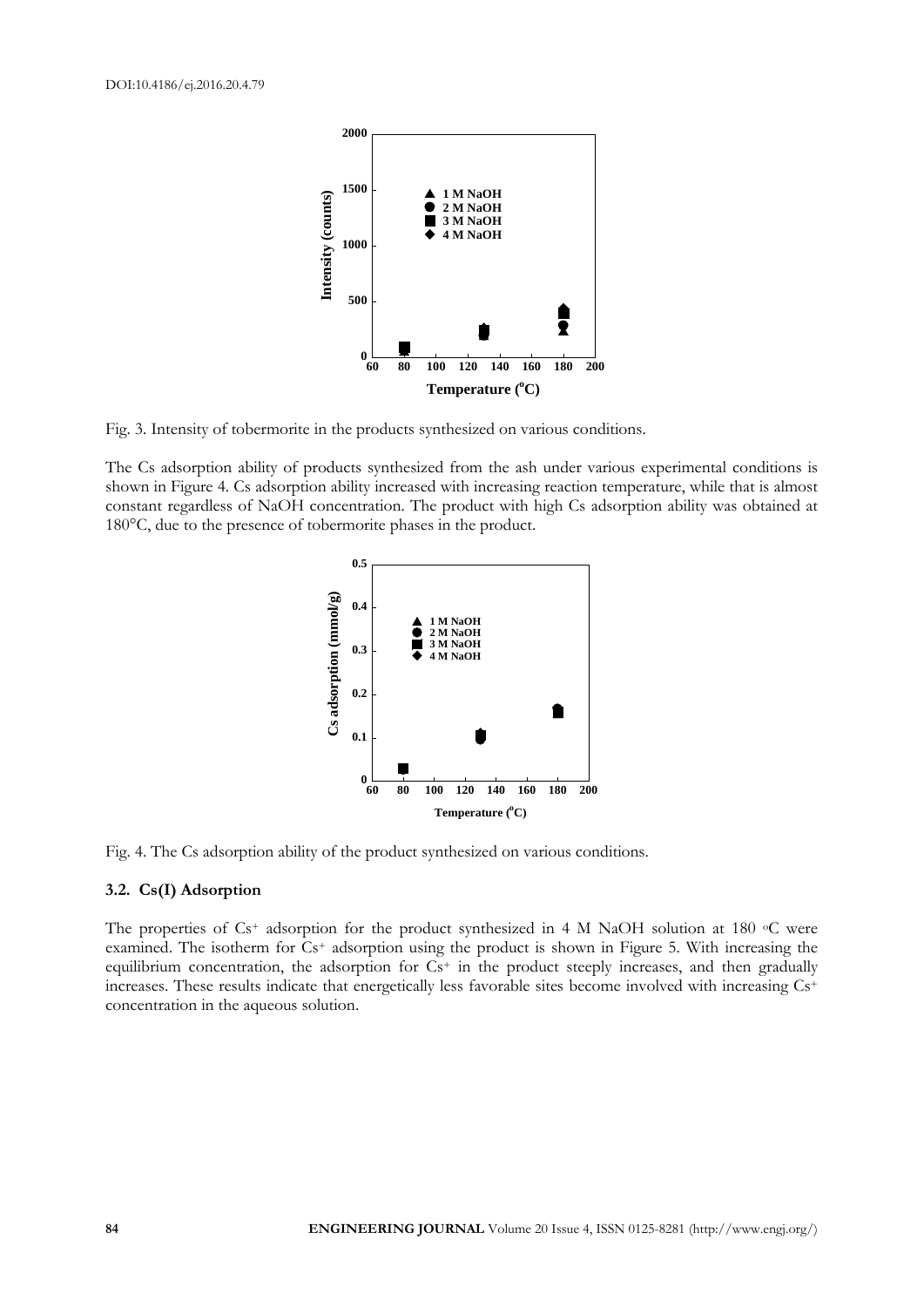Fig. 3. Intensity of tobermorite in the products synthesized on various conditions.

The Cs adsorption ability of products synthesized from the ash under various experimental conditions is shown in Figure 4. Cs adsorption ability increased with increasing reaction temperature, while that is almost constant regardless of NaOH concentration. The product with high Cs adsorption ability was obtained at 180°C, due to the presence of tobermorite phases in the product.

Fig. 4. The Cs adsorption ability of the product synthesized on various conditions.

### 3.2. Cs(I) Adsorption

The properties of $Cs^+$ adsorption for the product synthesized in 4 M NaOH solution at 180 °C were examined. The isotherm for $Cs^+$ adsorption using the product is shown in Figure 5. With increasing the equilibrium concentration, the adsorption for $Cs^+$ in the product steeply increases, and then gradually increases. These results indicate that energetically less favorable sites become involved with increasing $Cs^+$ concentration in the aqueous solution.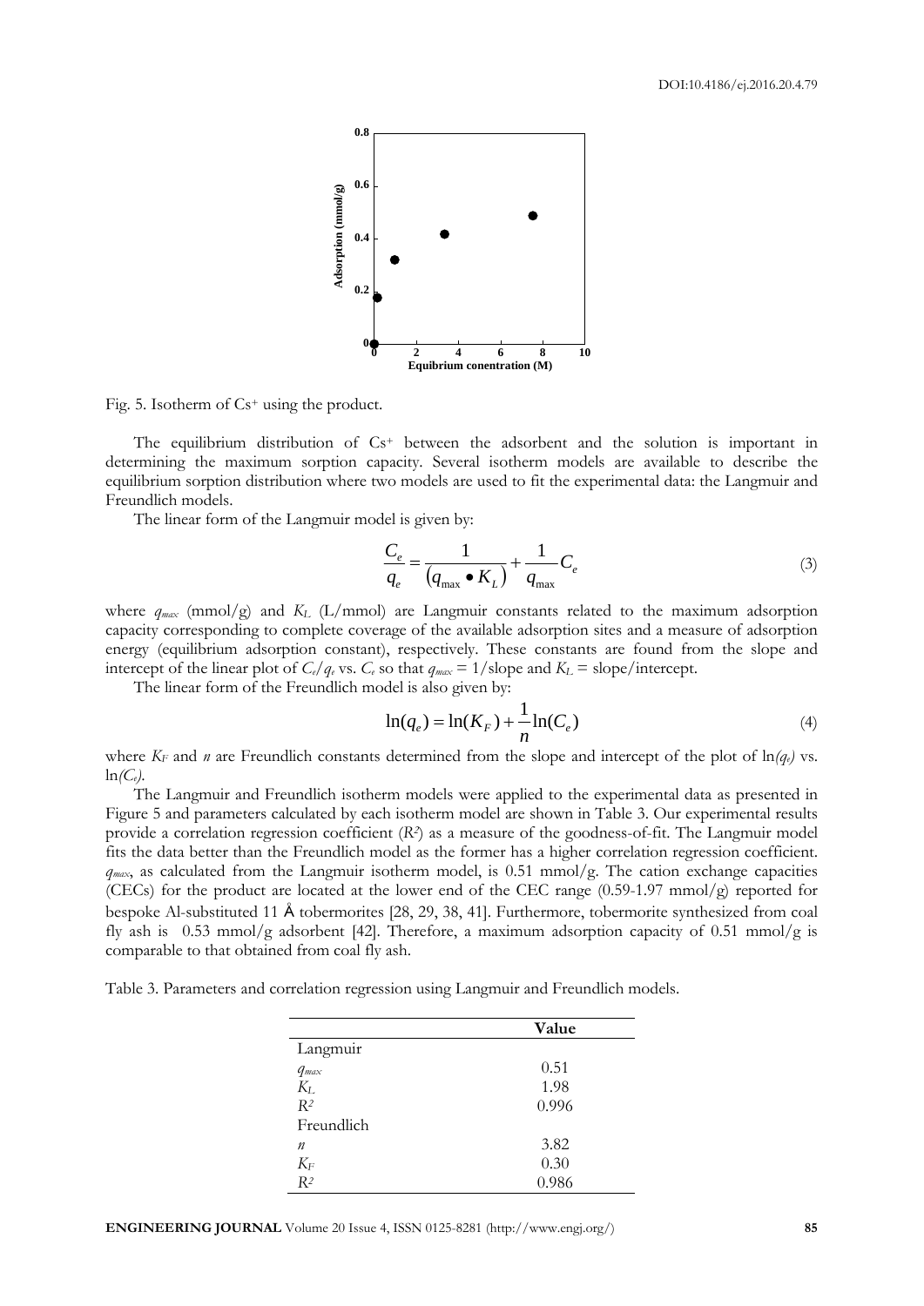Fig. 5. Isotherm of $Cs^+$ using the product.

The equilibrium distribution of $Cs^+$ between the adsorbent and the solution is important in determining the maximum sorption capacity. Several isotherm models are available to describe the equilibrium sorption distribution where two models are used to fit the experimental data: the Langmuir and Freundlich models.

The linear form of the Langmuir model is given by:

$$\frac{C_e}{q_e} = \frac{1}{(q_{max} \bullet K_L)} + \frac{1}{q_{max}} C_e \quad (3)$$

where $q_{max}$ (mmol/g) and $K_L$ (L/mmol) are Langmuir constants related to the maximum adsorption capacity corresponding to complete coverage of the available adsorption sites and a measure of adsorption energy (equilibrium adsorption constant), respectively. These constants are found from the slope and intercept of the linear plot of $C_e/q_e$ vs. $C_e$ so that $q_{max}$ = 1/slope and $K_L$ = slope/intercept.

The linear form of the Freundlich model is also given by:

$$\ln(q_e) = \ln(K_F) + \frac{1}{n}\ln(C_e) \quad (4)$$

where $K_F$ and $n$ are Freundlich constants determined from the slope and intercept of the plot of $\ln(q_e)$ vs. $\ln(C_e)$.

The Langmuir and Freundlich isotherm models were applied to the experimental data as presented in Figure 5 and parameters calculated by each isotherm model are shown in Table 3. Our experimental results provide a correlation regression coefficient ($R^2$) as a measure of the goodness-of-fit. The Langmuir model fits the data better than the Freundlich model as the former has a higher correlation regression coefficient. $q_{max}$, as calculated from the Langmuir isotherm model, is 0.51 mmol/g. The cation exchange capacities (CECs) for the product are located at the lower end of the CEC range (0.59-1.97 mmol/g) reported for bespoke Al-substituted 11 Å tobermorites [28, 29, 38, 41]. Furthermore, tobermorite synthesized from coal fly ash is 0.53 mmol/g adsorbent [42]. Therefore, a maximum adsorption capacity of 0.51 mmol/g is comparable to that obtained from coal fly ash.

Table 3. Parameters and correlation regression using Langmuir and Freundlich models.

| | **Value** |
|---|---|
| Langmuir | |
| $q_{max}$ | 0.51 |
| $K_L$ | 1.98 |
| $R^2$ | 0.996 |
| Freundlich | |
| $n$ | 3.82 |
| $K_F$ | 0.30 |
| $R^2$ | 0.986 |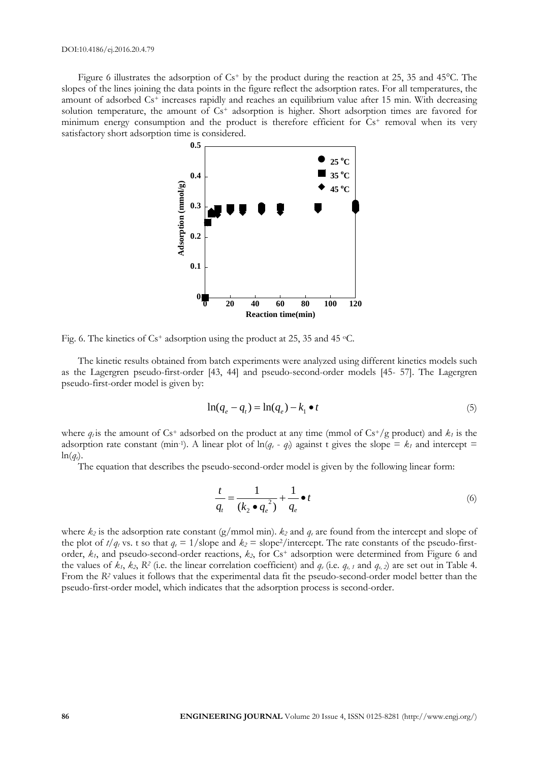Figure 6 illustrates the adsorption of $Cs^+$ by the product during the reaction at 25, 35 and 45°C. The slopes of the lines joining the data points in the figure reflect the adsorption rates. For all temperatures, the amount of adsorbed $Cs^+$ increases rapidly and reaches an equilibrium value after 15 min. With decreasing solution temperature, the amount of $Cs^+$ adsorption is higher. Short adsorption times are favored for minimum energy consumption and the product is therefore efficient for $Cs^+$ removal when its very satisfactory short adsorption time is considered.

Fig. 6. The kinetics of $Cs^+$ adsorption using the product at 25, 35 and 45 °C.

The kinetic results obtained from batch experiments were analyzed using different kinetics models such as the Lagergren pseudo-first-order [43, 44] and pseudo-second-order models [45- 57]. The Lagergren pseudo-first-order model is given by:

$$\ln(q_e - q_t) = \ln(q_e) - k_1 \bullet t \tag{5}$$

where $q_t$ is the amount of $Cs^+$ adsorbed on the product at any time (mmol of $Cs^+$/g product) and $k_1$ is the adsorption rate constant ($min^{-1}$). A linear plot of $\ln(q_e - q_t)$ against t gives the slope = $k_1$ and intercept = $\ln(q_e)$.

The equation that describes the pseudo-second-order model is given by the following linear form:

$$\frac{t}{q_t} = \frac{1}{(k_2 \bullet q_e^{\ 2})} + \frac{1}{q_e} \bullet t \tag{6}$$

where $k_2$ is the adsorption rate constant (g/mmol min). $k_2$ and $q_e$ are found from the intercept and slope of the plot of $t/q_t$ vs. t so that $q_e$ = 1/slope and $k_2$ = slope$^2$/intercept. The rate constants of the pseudo-first-order, $k_1$, and pseudo-second-order reactions, $k_2$, for $Cs^+$ adsorption were determined from Figure 6 and the values of $k_1$, $k_2$, $R^2$ (i.e. the linear correlation coefficient) and $q_e$ (i.e. $q_{e,1}$ and $q_{e,2}$) are set out in Table 4. From the $R^2$ values it follows that the experimental data fit the pseudo-second-order model better than the pseudo-first-order model, which indicates that the adsorption process is second-order.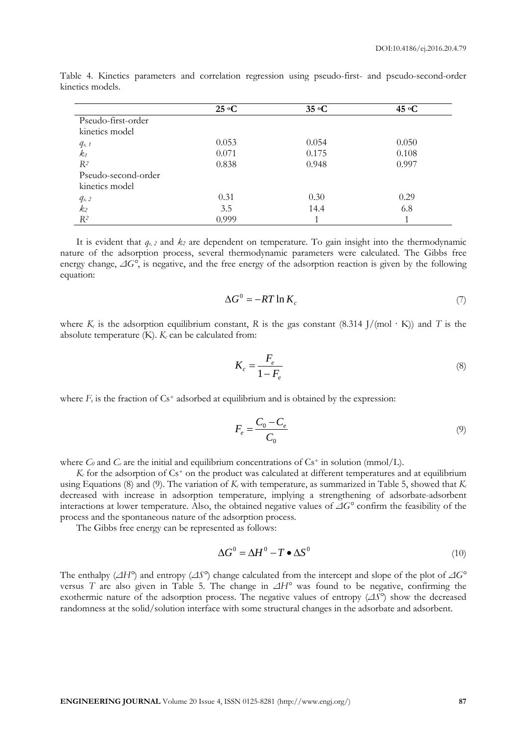Table 4. Kinetics parameters and correlation regression using pseudo-first- and pseudo-second-order kinetics models.

| | 25 °C | 35 °C | 45 °C |
|---|---|---|---|
| Pseudo-first-order kinetics model | | | |
| $q_{e,1}$ | 0.053 | 0.054 | 0.050 |
| $k_1$ | 0.071 | 0.175 | 0.108 |
| $R^2$ | 0.838 | 0.948 | 0.997 |
| Pseudo-second-order kinetics model | | | |
| $q_{e,2}$ | 0.31 | 0.30 | 0.29 |
| $k_2$ | 3.5 | 14.4 | 6.8 |
| $R^2$ | 0.999 | 1 | 1 |

It is evident that $q_{e,2}$ and $k_2$ are dependent on temperature. To gain insight into the thermodynamic nature of the adsorption process, several thermodynamic parameters were calculated. The Gibbs free energy change, $\Delta G°$, is negative, and the free energy of the adsorption reaction is given by the following equation:

$$\Delta G^0 = -RT \ln K_c \tag{7}$$

where $K_c$ is the adsorption equilibrium constant, $R$ is the gas constant (8.314 J/(mol · K)) and $T$ is the absolute temperature (K). $K_c$ can be calculated from:

$$K_c = \frac{F_e}{1-F_e} \tag{8}$$

where $F_e$ is the fraction of $Cs^+$ adsorbed at equilibrium and is obtained by the expression:

$$F_e = \frac{C_0 - C_e}{C_0} \tag{9}$$

where $C_0$ and $C_e$ are the initial and equilibrium concentrations of $Cs^+$ in solution (mmol/L).

$K_c$ for the adsorption of $Cs^+$ on the product was calculated at different temperatures and at equilibrium using Equations (8) and (9). The variation of $K_c$ with temperature, as summarized in Table 5, showed that $K_c$ decreased with increase in adsorption temperature, implying a strengthening of adsorbate-adsorbent interactions at lower temperature. Also, the obtained negative values of $\Delta G°$ confirm the feasibility of the process and the spontaneous nature of the adsorption process.

The Gibbs free energy can be represented as follows:

$$\Delta G^0 = \Delta H^0 - T \bullet \Delta S^0 \tag{10}$$

The enthalpy ($\Delta H°$) and entropy ($\Delta S°$) change calculated from the intercept and slope of the plot of $\Delta G°$ versus $T$ are also given in Table 5. The change in $\Delta H°$ was found to be negative, confirming the exothermic nature of the adsorption process. The negative values of entropy ($\Delta S°$) show the decreased randomness at the solid/solution interface with some structural changes in the adsorbate and adsorbent.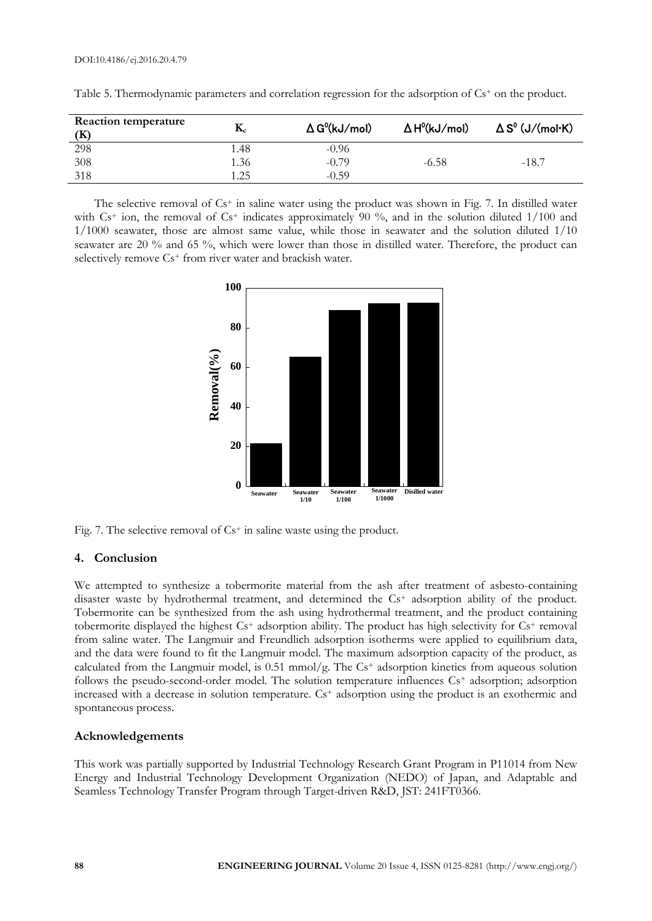Table 5. Thermodynamic parameters and correlation regression for the adsorption of $Cs^+$ on the product.

| Reaction temperature (K) | $K_c$ | $\Delta G^0$(kJ/mol) | $\Delta H^0$(kJ/mol) | $\Delta S^0$ (J/(mol·K) |
|---|---|---|---|---|
| 298 | 1.48 | -0.96 | | |
| 308 | 1.36 | -0.79 | -6.58 | -18.7 |
| 318 | 1.25 | -0.59 | | |

The selective removal of $Cs^+$ in saline water using the product was shown in Fig. 7. In distilled water with $Cs^+$ ion, the removal of $Cs^+$ indicates approximately 90 %, and in the solution diluted 1/100 and 1/1000 seawater, those are almost same value, while those in seawater and the solution diluted 1/10 seawater are 20 % and 65 %, which were lower than those in distilled water. Therefore, the product can selectively remove $Cs^+$ from river water and brackish water.

Fig. 7. The selective removal of $Cs^+$ in saline waste using the product.

## 4. Conclusion

We attempted to synthesize a tobermorite material from the ash after treatment of asbesto-containing disaster waste by hydrothermal treatment, and determined the $Cs^+$ adsorption ability of the product. Tobermorite can be synthesized from the ash using hydrothermal treatment, and the product containing tobermorite displayed the highest $Cs^+$ adsorption ability. The product has high selectivity for $Cs^+$ removal from saline water. The Langmuir and Freundlich adsorption isotherms were applied to equilibrium data, and the data were found to fit the Langmuir model. The maximum adsorption capacity of the product, as calculated from the Langmuir model, is 0.51 mmol/g. The $Cs^+$ adsorption kinetics from aqueous solution follows the pseudo-second-order model. The solution temperature influences $Cs^+$ adsorption; adsorption increased with a decrease in solution temperature. $Cs^+$ adsorption using the product is an exothermic and spontaneous process.

## Acknowledgements

This work was partially supported by Industrial Technology Research Grant Program in P11014 from New Energy and Industrial Technology Development Organization (NEDO) of Japan, and Adaptable and Seamless Technology Transfer Program through Target-driven R&D, JST: 241FT0366.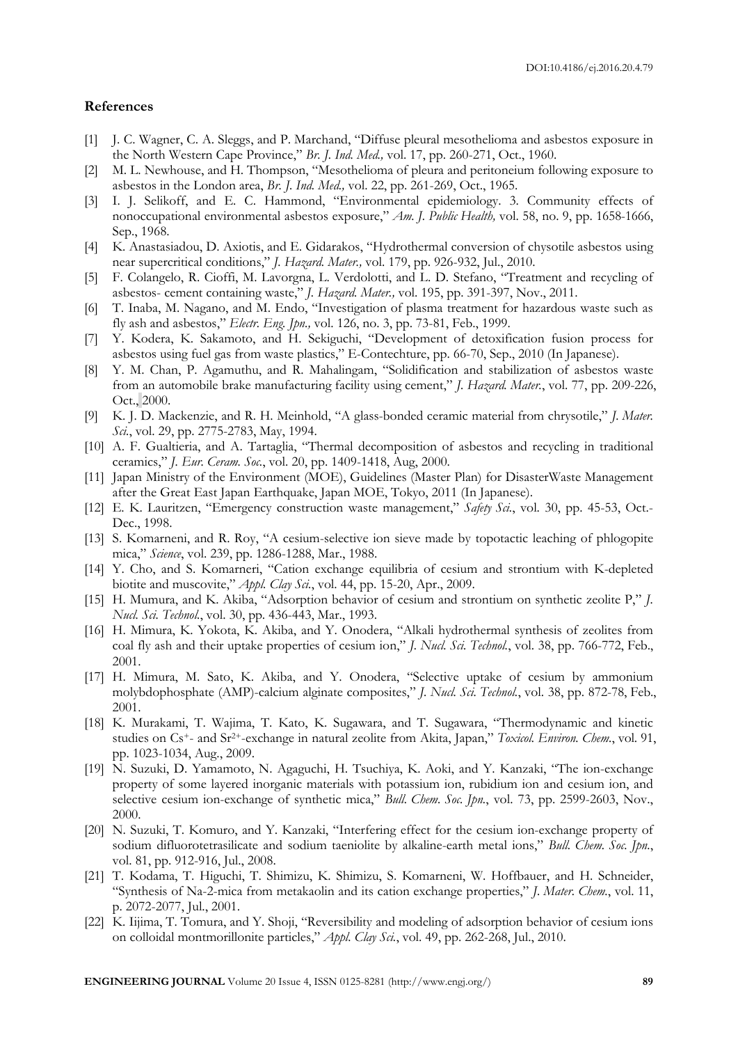## References

[1] J. C. Wagner, C. A. Sleggs, and P. Marchand, "Diffuse pleural mesothelioma and asbestos exposure in the North Western Cape Province," *Br. J. Ind. Med.,* vol. 17, pp. 260-271, Oct., 1960.

[2] M. L. Newhouse, and H. Thompson, "Mesothelioma of pleura and peritoneium following exposure to asbestos in the London area, *Br. J. Ind. Med.,* vol. 22, pp. 261-269, Oct., 1965.

[3] I. J. Selikoff, and E. C. Hammond, "Environmental epidemiology. 3. Community effects of nonoccupational environmental asbestos exposure," *Am. J. Public Health,* vol. 58, no. 9, pp. 1658-1666, Sep., 1968.

[4] K. Anastasiadou, D. Axiotis, and E. Gidarakos, "Hydrothermal conversion of chysotile asbestos using near supercritical conditions," *J. Hazard. Mater.,* vol. 179, pp. 926-932, Jul., 2010.

[5] F. Colangelo, R. Cioffi, M. Lavorgna, L. Verdolotti, and L. D. Stefano, "Treatment and recycling of asbestos- cement containing waste," *J. Hazard. Mater.,* vol. 195, pp. 391-397, Nov., 2011.

[6] T. Inaba, M. Nagano, and M. Endo, "Investigation of plasma treatment for hazardous waste such as fly ash and asbestos," *Electr. Eng. Jpn.,* vol. 126, no. 3, pp. 73-81, Feb., 1999.

[7] Y. Kodera, K. Sakamoto, and H. Sekiguchi, "Development of detoxification fusion process for asbestos using fuel gas from waste plastics," E-Contechture, pp. 66-70, Sep., 2010 (In Japanese).

[8] Y. M. Chan, P. Agamuthu, and R. Mahalingam, "Solidification and stabilization of asbestos waste from an automobile brake manufacturing facility using cement," *J. Hazard. Mater.*, vol. 77, pp. 209-226, Oct., 2000.

[9] K. J. D. Mackenzie, and R. H. Meinhold, "A glass-bonded ceramic material from chrysotile," *J. Mater. Sci.*, vol. 29, pp. 2775-2783, May, 1994.

[10] A. F. Gualtieria, and A. Tartaglia, "Thermal decomposition of asbestos and recycling in traditional ceramics," *J. Eur. Ceram. Soc.*, vol. 20, pp. 1409-1418, Aug, 2000.

[11] Japan Ministry of the Environment (MOE), Guidelines (Master Plan) for DisasterWaste Management after the Great East Japan Earthquake, Japan MOE, Tokyo, 2011 (In Japanese).

[12] E. K. Lauritzen, "Emergency construction waste management," *Safety Sci.*, vol. 30, pp. 45-53, Oct.-Dec., 1998.

[13] S. Komarneni, and R. Roy, "A cesium-selective ion sieve made by topotactic leaching of phlogopite mica," *Science*, vol. 239, pp. 1286-1288, Mar., 1988.

[14] Y. Cho, and S. Komarneri, "Cation exchange equilibria of cesium and strontium with K-depleted biotite and muscovite," *Appl. Clay Sci.*, vol. 44, pp. 15-20, Apr., 2009.

[15] H. Mumura, and K. Akiba, "Adsorption behavior of cesium and strontium on synthetic zeolite P," *J. Nucl. Sci. Technol.*, vol. 30, pp. 436-443, Mar., 1993.

[16] H. Mimura, K. Yokota, K. Akiba, and Y. Onodera, "Alkali hydrothermal synthesis of zeolites from coal fly ash and their uptake properties of cesium ion," *J. Nucl. Sci. Technol.*, vol. 38, pp. 766-772, Feb., 2001.

[17] H. Mimura, M. Sato, K. Akiba, and Y. Onodera, "Selective uptake of cesium by ammonium molybdophosphate (AMP)-calcium alginate composites," *J. Nucl. Sci. Technol.*, vol. 38, pp. 872-78, Feb., 2001.

[18] K. Murakami, T. Wajima, T. Kato, K. Sugawara, and T. Sugawara, "Thermodynamic and kinetic studies on $Cs^+$- and $Sr^{2+}$-exchange in natural zeolite from Akita, Japan," *Toxicol. Environ. Chem.*, vol. 91, pp. 1023-1034, Aug., 2009.

[19] N. Suzuki, D. Yamamoto, N. Agaguchi, H. Tsuchiya, K. Aoki, and Y. Kanzaki, "The ion-exchange property of some layered inorganic materials with potassium ion, rubidium ion and cesium ion, and selective cesium ion-exchange of synthetic mica," *Bull. Chem. Soc. Jpn.*, vol. 73, pp. 2599-2603, Nov., 2000.

[20] N. Suzuki, T. Komuro, and Y. Kanzaki, "Interfering effect for the cesium ion-exchange property of sodium difluorotetrasilicate and sodium taeniolite by alkaline-earth metal ions," *Bull. Chem. Soc. Jpn.*, vol. 81, pp. 912-916, Jul., 2008.

[21] T. Kodama, T. Higuchi, T. Shimizu, K. Shimizu, S. Komarneni, W. Hoffbauer, and H. Schneider, "Synthesis of Na-2-mica from metakaolin and its cation exchange properties," *J. Mater. Chem.*, vol. 11, p. 2072-2077, Jul., 2001.

[22] K. Iijima, T. Tomura, and Y. Shoji, "Reversibility and modeling of adsorption behavior of cesium ions on colloidal montmorillonite particles," *Appl. Clay Sci.*, vol. 49, pp. 262-268, Jul., 2010.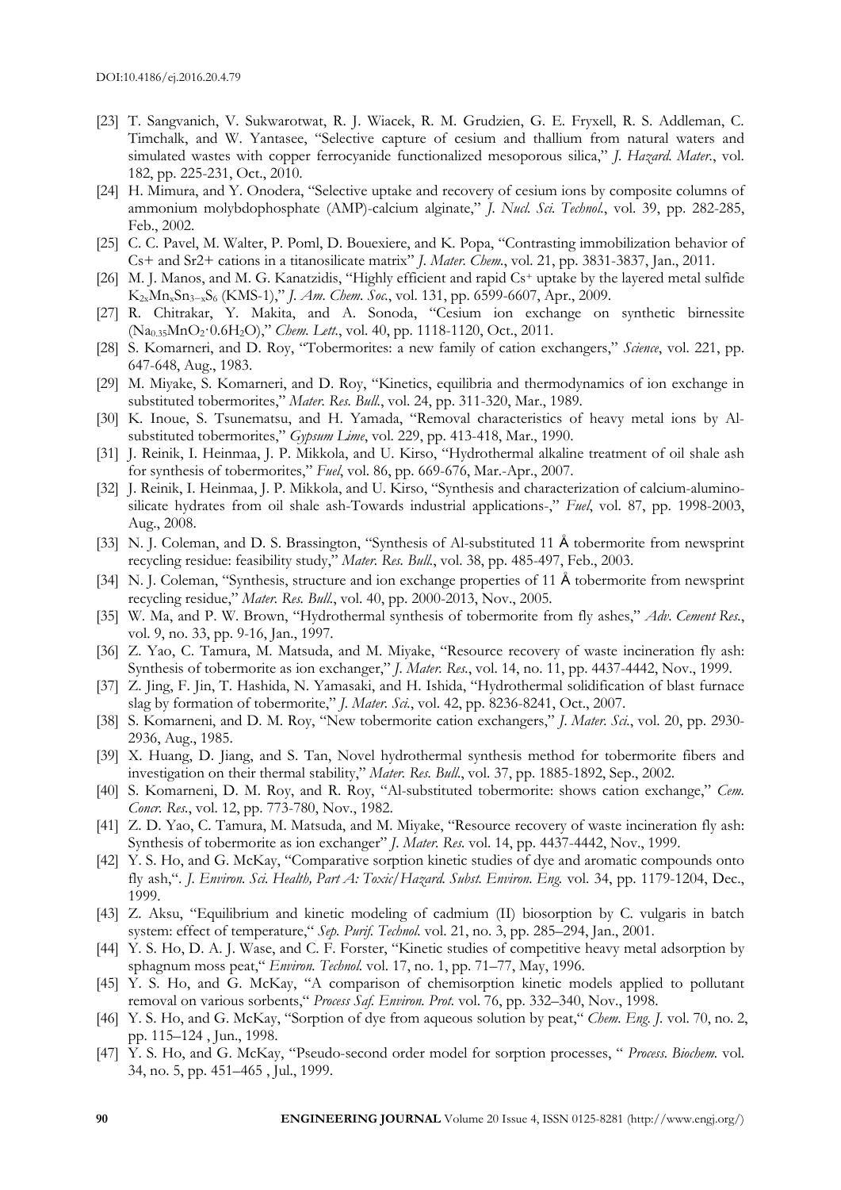[23] T. Sangvanich, V. Sukwarotwat, R. J. Wiacek, R. M. Grudzien, G. E. Fryxell, R. S. Addleman, C. Timchalk, and W. Yantasee, "Selective capture of cesium and thallium from natural waters and simulated wastes with copper ferrocyanide functionalized mesoporous silica," *J. Hazard. Mater.*, vol. 182, pp. 225-231, Oct., 2010.

[24] H. Mimura, and Y. Onodera, "Selective uptake and recovery of cesium ions by composite columns of ammonium molybdophosphate (AMP)-calcium alginate," *J. Nucl. Sci. Technol.*, vol. 39, pp. 282-285, Feb., 2002.

[25] C. C. Pavel, M. Walter, P. Poml, D. Bouexiere, and K. Popa, "Contrasting immobilization behavior of Cs+ and Sr2+ cations in a titanosilicate matrix" *J. Mater. Chem.*, vol. 21, pp. 3831-3837, Jan., 2011.

[26] M. J. Manos, and M. G. Kanatzidis, "Highly efficient and rapid $Cs^+$ uptake by the layered metal sulfide $K_{2x}Mn_xSn_{3-x}S_6$ (KMS-1)," *J. Am. Chem. Soc.*, vol. 131, pp. 6599-6607, Apr., 2009.

[27] R. Chitrakar, Y. Makita, and A. Sonoda, "Cesium ion exchange on synthetic birnessite ($Na_{0.35}MnO_2 \cdot 0.6H_2O$)," *Chem. Lett.*, vol. 40, pp. 1118-1120, Oct., 2011.

[28] S. Komarneri, and D. Roy, "Tobermorites: a new family of cation exchangers," *Science*, vol. 221, pp. 647-648, Aug., 1983.

[29] M. Miyake, S. Komarneri, and D. Roy, "Kinetics, equilibria and thermodynamics of ion exchange in substituted tobermorites," *Mater. Res. Bull.*, vol. 24, pp. 311-320, Mar., 1989.

[30] K. Inoue, S. Tsunematsu, and H. Yamada, "Removal characteristics of heavy metal ions by Al-substituted tobermorites," *Gypsum Lime*, vol. 229, pp. 413-418, Mar., 1990.

[31] J. Reinik, I. Heinmaa, J. P. Mikkola, and U. Kirso, "Hydrothermal alkaline treatment of oil shale ash for synthesis of tobermorites," *Fuel*, vol. 86, pp. 669-676, Mar.-Apr., 2007.

[32] J. Reinik, I. Heinmaa, J. P. Mikkola, and U. Kirso, "Synthesis and characterization of calcium-alumino-silicate hydrates from oil shale ash-Towards industrial applications-," *Fuel*, vol. 87, pp. 1998-2003, Aug., 2008.

[33] N. J. Coleman, and D. S. Brassington, "Synthesis of Al-substituted 11 Å tobermorite from newsprint recycling residue: feasibility study," *Mater. Res. Bull.*, vol. 38, pp. 485-497, Feb., 2003.

[34] N. J. Coleman, "Synthesis, structure and ion exchange properties of 11 Å tobermorite from newsprint recycling residue," *Mater. Res. Bull.*, vol. 40, pp. 2000-2013, Nov., 2005.

[35] W. Ma, and P. W. Brown, "Hydrothermal synthesis of tobermorite from fly ashes," *Adv. Cement Res.*, vol. 9, no. 33, pp. 9-16, Jan., 1997.

[36] Z. Yao, C. Tamura, M. Matsuda, and M. Miyake, "Resource recovery of waste incineration fly ash: Synthesis of tobermorite as ion exchanger," *J. Mater. Res.*, vol. 14, no. 11, pp. 4437-4442, Nov., 1999.

[37] Z. Jing, F. Jin, T. Hashida, N. Yamasaki, and H. Ishida, "Hydrothermal solidification of blast furnace slag by formation of tobermorite," *J. Mater. Sci.*, vol. 42, pp. 8236-8241, Oct., 2007.

[38] S. Komarneni, and D. M. Roy, "New tobermorite cation exchangers," *J. Mater. Sci.*, vol. 20, pp. 2930-2936, Aug., 1985.

[39] X. Huang, D. Jiang, and S. Tan, Novel hydrothermal synthesis method for tobermorite fibers and investigation on their thermal stability," *Mater. Res. Bull.*, vol. 37, pp. 1885-1892, Sep., 2002.

[40] S. Komarneni, D. M. Roy, and R. Roy, "Al-substituted tobermorite: shows cation exchange," *Cem. Concr. Res.*, vol. 12, pp. 773-780, Nov., 1982.

[41] Z. D. Yao, C. Tamura, M. Matsuda, and M. Miyake, "Resource recovery of waste incineration fly ash: Synthesis of tobermorite as ion exchanger" *J. Mater. Res.* vol. 14, pp. 4437-4442, Nov., 1999.

[42] Y. S. Ho, and G. McKay, "Comparative sorption kinetic studies of dye and aromatic compounds onto fly ash,". *J. Environ. Sci. Health, Part A: Toxic/Hazard. Subst. Environ. Eng.* vol. 34, pp. 1179-1204, Dec., 1999.

[43] Z. Aksu, "Equilibrium and kinetic modeling of cadmium (II) biosorption by C. vulgaris in batch system: effect of temperature," *Sep. Purif. Technol.* vol. 21, no. 3, pp. 285–294, Jan., 2001.

[44] Y. S. Ho, D. A. J. Wase, and C. F. Forster, "Kinetic studies of competitive heavy metal adsorption by sphagnum moss peat," *Environ. Technol.* vol. 17, no. 1, pp. 71–77, May, 1996.

[45] Y. S. Ho, and G. McKay, "A comparison of chemisorption kinetic models applied to pollutant removal on various sorbents," *Process Saf. Environ. Prot.* vol. 76, pp. 332–340, Nov., 1998.

[46] Y. S. Ho, and G. McKay, "Sorption of dye from aqueous solution by peat," *Chem. Eng. J.* vol. 70, no. 2, pp. 115–124 , Jun., 1998.

[47] Y. S. Ho, and G. McKay, "Pseudo-second order model for sorption processes, " *Process. Biochem.* vol. 34, no. 5, pp. 451–465 , Jul., 1999.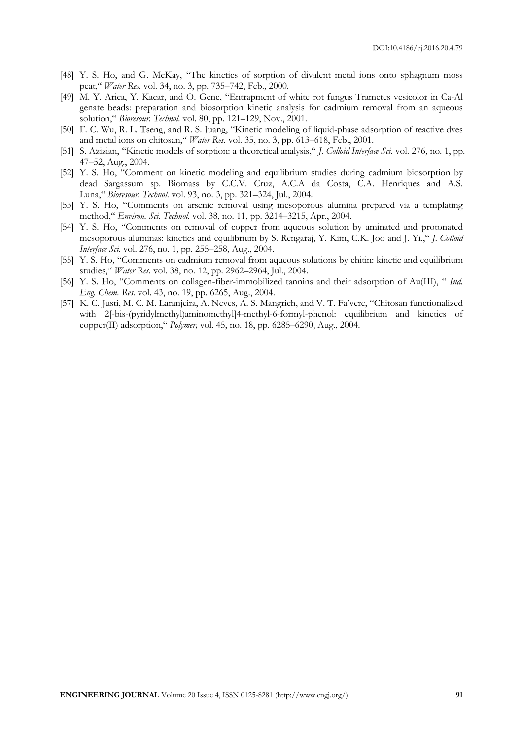[48] Y. S. Ho, and G. McKay, "The kinetics of sorption of divalent metal ions onto sphagnum moss peat," *Water Res.* vol. 34, no. 3, pp. 735–742, Feb., 2000.

[49] M. Y. Arica, Y. Kacar, and O. Genc, "Entrapment of white rot fungus Trametes vesicolor in Ca-Al genate beads: preparation and biosorption kinetic analysis for cadmium removal from an aqueous solution," *Bioresour. Technol.* vol. 80, pp. 121–129, Nov., 2001.

[50] F. C. Wu, R. L. Tseng, and R. S. Juang, "Kinetic modeling of liquid-phase adsorption of reactive dyes and metal ions on chitosan," *Water Res.* vol. 35, no. 3, pp. 613–618, Feb., 2001.

[51] S. Azizian, "Kinetic models of sorption: a theoretical analysis," *J. Colloid Interface Sci.* vol. 276, no. 1, pp. 47–52, Aug., 2004.

[52] Y. S. Ho, "Comment on kinetic modeling and equilibrium studies during cadmium biosorption by dead Sargassum sp. Biomass by C.C.V. Cruz, A.C.A da Costa, C.A. Henriques and A.S. Luna," *Bioresour. Technol.* vol. 93, no. 3, pp. 321–324, Jul., 2004.

[53] Y. S. Ho, "Comments on arsenic removal using mesoporous alumina prepared via a templating method," *Environ. Sci. Technol.* vol. 38, no. 11, pp. 3214–3215, Apr., 2004.

[54] Y. S. Ho, "Comments on removal of copper from aqueous solution by aminated and protonated mesoporous aluminas: kinetics and equilibrium by S. Rengaraj, Y. Kim, C.K. Joo and J. Yi.," *J. Colloid Interface Sci.* vol. 276, no. 1, pp. 255–258, Aug., 2004.

[55] Y. S. Ho, "Comments on cadmium removal from aqueous solutions by chitin: kinetic and equilibrium studies," *Water Res.* vol. 38, no. 12, pp. 2962–2964, Jul., 2004.

[56] Y. S. Ho, "Comments on collagen-fiber-immobilized tannins and their adsorption of Au(III), " *Ind. Eng. Chem. Res.* vol. 43, no. 19, pp. 6265, Aug., 2004.

[57] K. C. Justi, M. C. M. Laranjeira, A. Neves, A. S. Mangrich, and V. T. Fa'vere, "Chitosan functionalized with 2[-bis-(pyridylmethyl)aminomethyl]4-methyl-6-formyl-phenol: equilibrium and kinetics of copper(II) adsorption," *Polymer,* vol. 45, no. 18, pp. 6285–6290, Aug., 2004.